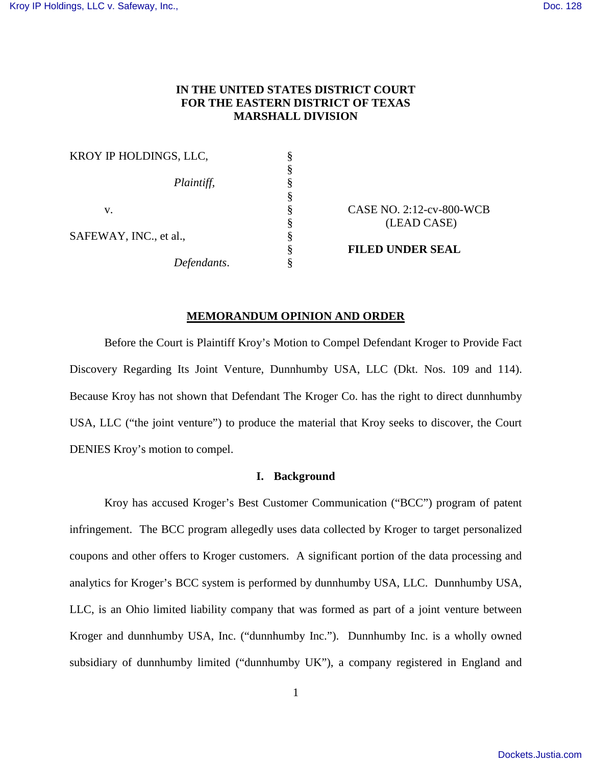**IN THE UNITED STATES DISTRICT COURT**
**FOR THE EASTERN DISTRICT OF TEXAS**
**MARSHALL DIVISION**

| | | |
|---|---|---|
| KROY IP HOLDINGS, LLC, | § | |
| | § | |
| *Plaintiff*, | § | |
| | § | |
| v. | § | CASE NO. 2:12-cv-800-WCB |
| | § | (LEAD CASE) |
| SAFEWAY, INC., et al., | § | |
| | § | **FILED UNDER SEAL** |
| *Defendants*. | § | |

## MEMORANDUM OPINION AND ORDER

Before the Court is Plaintiff Kroy's Motion to Compel Defendant Kroger to Provide Fact Discovery Regarding Its Joint Venture, Dunnhumby USA, LLC (Dkt. Nos. 109 and 114). Because Kroy has not shown that Defendant The Kroger Co. has the right to direct dunnhumby USA, LLC ("the joint venture") to produce the material that Kroy seeks to discover, the Court DENIES Kroy's motion to compel.

### I. Background

Kroy has accused Kroger's Best Customer Communication ("BCC") program of patent infringement. The BCC program allegedly uses data collected by Kroger to target personalized coupons and other offers to Kroger customers. A significant portion of the data processing and analytics for Kroger's BCC system is performed by dunnhumby USA, LLC. Dunnhumby USA, LLC, is an Ohio limited liability company that was formed as part of a joint venture between Kroger and dunnhumby USA, Inc. ("dunnhumby Inc."). Dunnhumby Inc. is a wholly owned subsidiary of dunnhumby limited ("dunnhumby UK"), a company registered in England and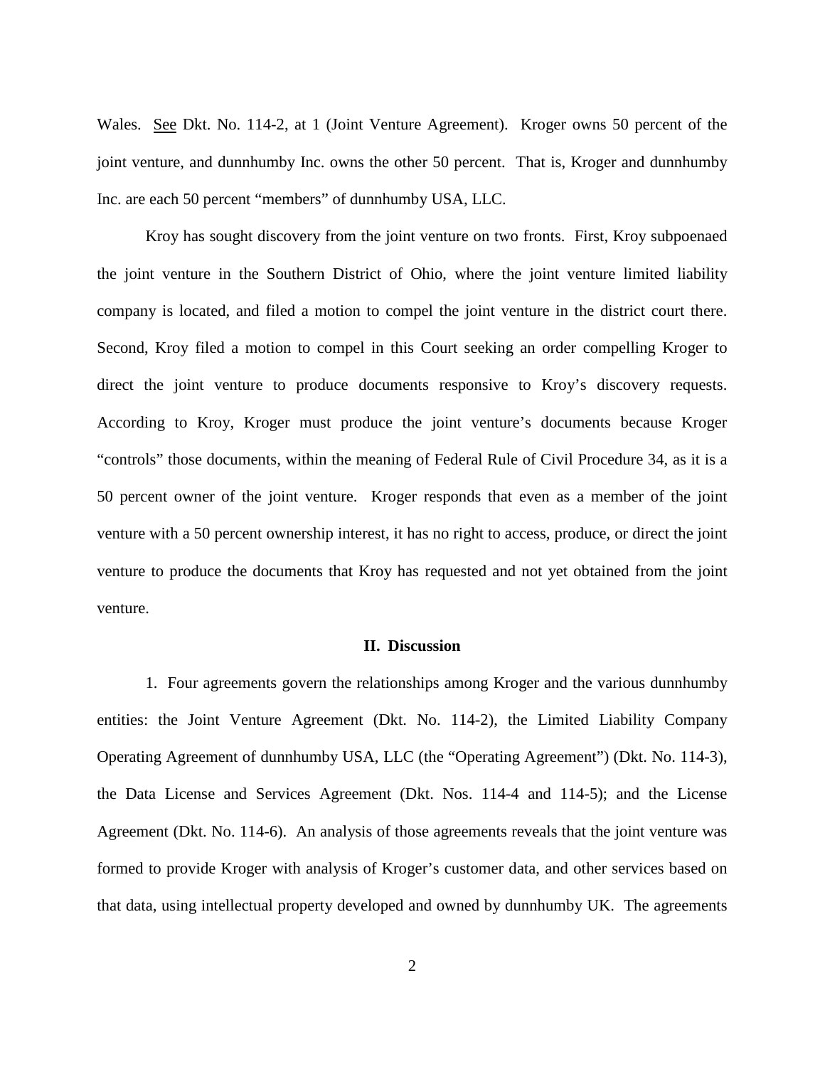Wales. See Dkt. No. 114-2, at 1 (Joint Venture Agreement). Kroger owns 50 percent of the joint venture, and dunnhumby Inc. owns the other 50 percent. That is, Kroger and dunnhumby Inc. are each 50 percent "members" of dunnhumby USA, LLC.

Kroy has sought discovery from the joint venture on two fronts. First, Kroy subpoenaed the joint venture in the Southern District of Ohio, where the joint venture limited liability company is located, and filed a motion to compel the joint venture in the district court there. Second, Kroy filed a motion to compel in this Court seeking an order compelling Kroger to direct the joint venture to produce documents responsive to Kroy's discovery requests. According to Kroy, Kroger must produce the joint venture's documents because Kroger "controls" those documents, within the meaning of Federal Rule of Civil Procedure 34, as it is a 50 percent owner of the joint venture. Kroger responds that even as a member of the joint venture with a 50 percent ownership interest, it has no right to access, produce, or direct the joint venture to produce the documents that Kroy has requested and not yet obtained from the joint venture.

## II. Discussion

1. Four agreements govern the relationships among Kroger and the various dunnhumby entities: the Joint Venture Agreement (Dkt. No. 114-2), the Limited Liability Company Operating Agreement of dunnhumby USA, LLC (the "Operating Agreement") (Dkt. No. 114-3), the Data License and Services Agreement (Dkt. Nos. 114-4 and 114-5); and the License Agreement (Dkt. No. 114-6). An analysis of those agreements reveals that the joint venture was formed to provide Kroger with analysis of Kroger's customer data, and other services based on that data, using intellectual property developed and owned by dunnhumby UK. The agreements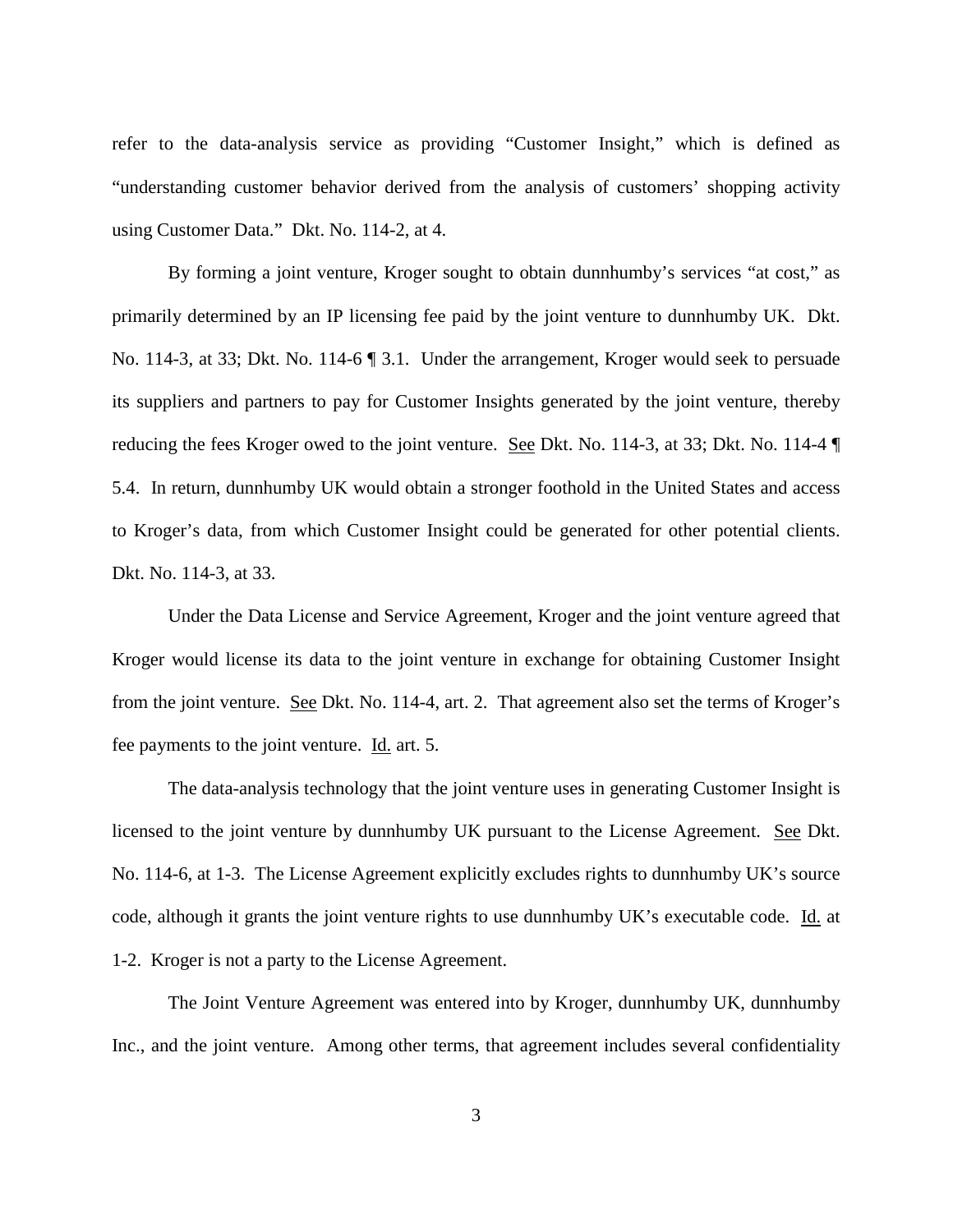refer to the data-analysis service as providing "Customer Insight," which is defined as "understanding customer behavior derived from the analysis of customers' shopping activity using Customer Data." Dkt. No. 114-2, at 4.

By forming a joint venture, Kroger sought to obtain dunnhumby's services "at cost," as primarily determined by an IP licensing fee paid by the joint venture to dunnhumby UK. Dkt. No. 114-3, at 33; Dkt. No. 114-6 ¶ 3.1. Under the arrangement, Kroger would seek to persuade its suppliers and partners to pay for Customer Insights generated by the joint venture, thereby reducing the fees Kroger owed to the joint venture. See Dkt. No. 114-3, at 33; Dkt. No. 114-4 ¶ 5.4. In return, dunnhumby UK would obtain a stronger foothold in the United States and access to Kroger's data, from which Customer Insight could be generated for other potential clients. Dkt. No. 114-3, at 33.

Under the Data License and Service Agreement, Kroger and the joint venture agreed that Kroger would license its data to the joint venture in exchange for obtaining Customer Insight from the joint venture. See Dkt. No. 114-4, art. 2. That agreement also set the terms of Kroger's fee payments to the joint venture. Id. art. 5.

The data-analysis technology that the joint venture uses in generating Customer Insight is licensed to the joint venture by dunnhumby UK pursuant to the License Agreement. See Dkt. No. 114-6, at 1-3. The License Agreement explicitly excludes rights to dunnhumby UK's source code, although it grants the joint venture rights to use dunnhumby UK's executable code. Id. at 1-2. Kroger is not a party to the License Agreement.

The Joint Venture Agreement was entered into by Kroger, dunnhumby UK, dunnhumby Inc., and the joint venture. Among other terms, that agreement includes several confidentiality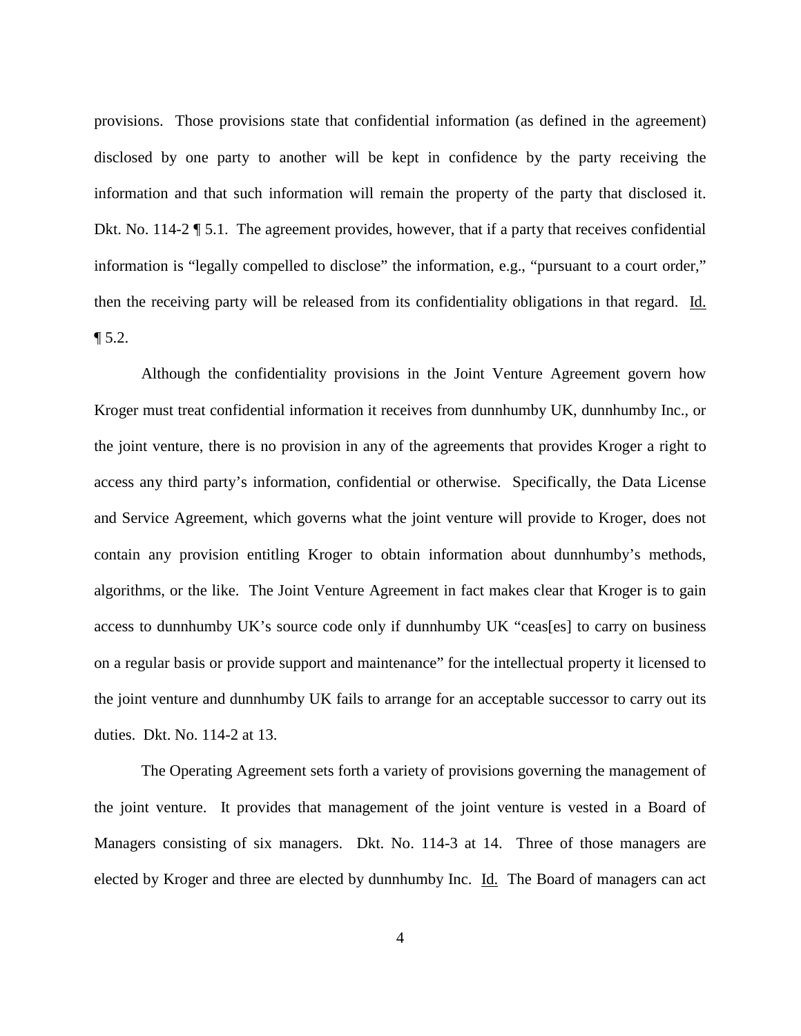provisions. Those provisions state that confidential information (as defined in the agreement) disclosed by one party to another will be kept in confidence by the party receiving the information and that such information will remain the property of the party that disclosed it. Dkt. No. 114-2 ¶ 5.1. The agreement provides, however, that if a party that receives confidential information is "legally compelled to disclose" the information, e.g., "pursuant to a court order," then the receiving party will be released from its confidentiality obligations in that regard. Id. ¶ 5.2.

Although the confidentiality provisions in the Joint Venture Agreement govern how Kroger must treat confidential information it receives from dunnhumby UK, dunnhumby Inc., or the joint venture, there is no provision in any of the agreements that provides Kroger a right to access any third party's information, confidential or otherwise. Specifically, the Data License and Service Agreement, which governs what the joint venture will provide to Kroger, does not contain any provision entitling Kroger to obtain information about dunnhumby's methods, algorithms, or the like. The Joint Venture Agreement in fact makes clear that Kroger is to gain access to dunnhumby UK's source code only if dunnhumby UK "ceas[es] to carry on business on a regular basis or provide support and maintenance" for the intellectual property it licensed to the joint venture and dunnhumby UK fails to arrange for an acceptable successor to carry out its duties. Dkt. No. 114-2 at 13.

The Operating Agreement sets forth a variety of provisions governing the management of the joint venture. It provides that management of the joint venture is vested in a Board of Managers consisting of six managers. Dkt. No. 114-3 at 14. Three of those managers are elected by Kroger and three are elected by dunnhumby Inc. Id. The Board of managers can act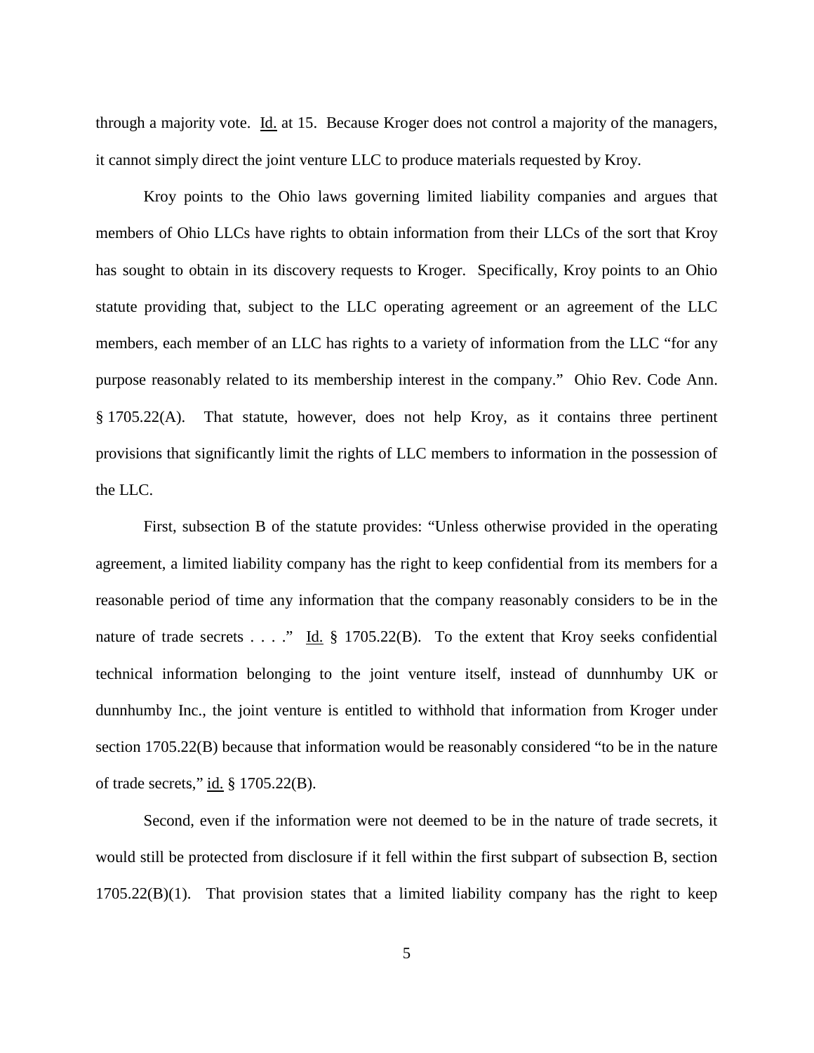through a majority vote. Id. at 15. Because Kroger does not control a majority of the managers, it cannot simply direct the joint venture LLC to produce materials requested by Kroy.

Kroy points to the Ohio laws governing limited liability companies and argues that members of Ohio LLCs have rights to obtain information from their LLCs of the sort that Kroy has sought to obtain in its discovery requests to Kroger. Specifically, Kroy points to an Ohio statute providing that, subject to the LLC operating agreement or an agreement of the LLC members, each member of an LLC has rights to a variety of information from the LLC "for any purpose reasonably related to its membership interest in the company." Ohio Rev. Code Ann. § 1705.22(A). That statute, however, does not help Kroy, as it contains three pertinent provisions that significantly limit the rights of LLC members to information in the possession of the LLC.

First, subsection B of the statute provides: "Unless otherwise provided in the operating agreement, a limited liability company has the right to keep confidential from its members for a reasonable period of time any information that the company reasonably considers to be in the nature of trade secrets . . . ." Id. § 1705.22(B). To the extent that Kroy seeks confidential technical information belonging to the joint venture itself, instead of dunnhumby UK or dunnhumby Inc., the joint venture is entitled to withhold that information from Kroger under section 1705.22(B) because that information would be reasonably considered "to be in the nature of trade secrets," id. § 1705.22(B).

Second, even if the information were not deemed to be in the nature of trade secrets, it would still be protected from disclosure if it fell within the first subpart of subsection B, section 1705.22(B)(1). That provision states that a limited liability company has the right to keep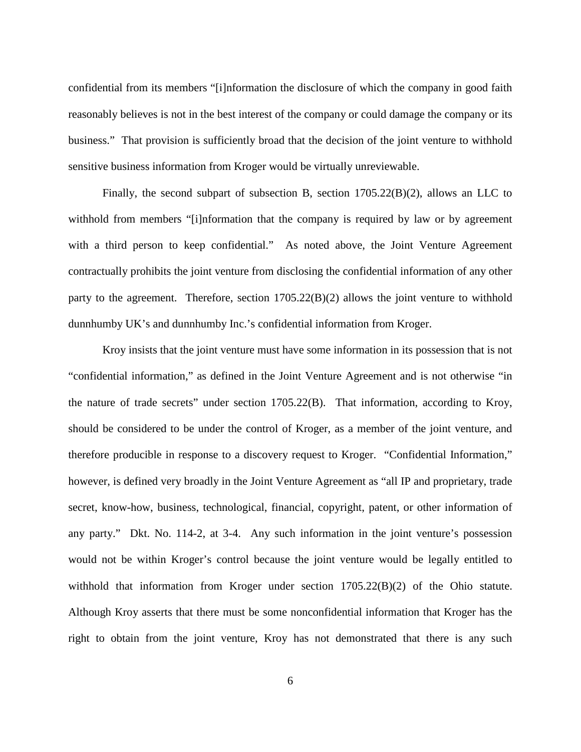confidential from its members "[i]nformation the disclosure of which the company in good faith reasonably believes is not in the best interest of the company or could damage the company or its business." That provision is sufficiently broad that the decision of the joint venture to withhold sensitive business information from Kroger would be virtually unreviewable.

Finally, the second subpart of subsection B, section 1705.22(B)(2), allows an LLC to withhold from members "[i]nformation that the company is required by law or by agreement with a third person to keep confidential." As noted above, the Joint Venture Agreement contractually prohibits the joint venture from disclosing the confidential information of any other party to the agreement. Therefore, section 1705.22(B)(2) allows the joint venture to withhold dunnhumby UK's and dunnhumby Inc.'s confidential information from Kroger.

Kroy insists that the joint venture must have some information in its possession that is not "confidential information," as defined in the Joint Venture Agreement and is not otherwise "in the nature of trade secrets" under section 1705.22(B). That information, according to Kroy, should be considered to be under the control of Kroger, as a member of the joint venture, and therefore producible in response to a discovery request to Kroger. "Confidential Information," however, is defined very broadly in the Joint Venture Agreement as "all IP and proprietary, trade secret, know-how, business, technological, financial, copyright, patent, or other information of any party." Dkt. No. 114-2, at 3-4. Any such information in the joint venture's possession would not be within Kroger's control because the joint venture would be legally entitled to withhold that information from Kroger under section 1705.22(B)(2) of the Ohio statute. Although Kroy asserts that there must be some nonconfidential information that Kroger has the right to obtain from the joint venture, Kroy has not demonstrated that there is any such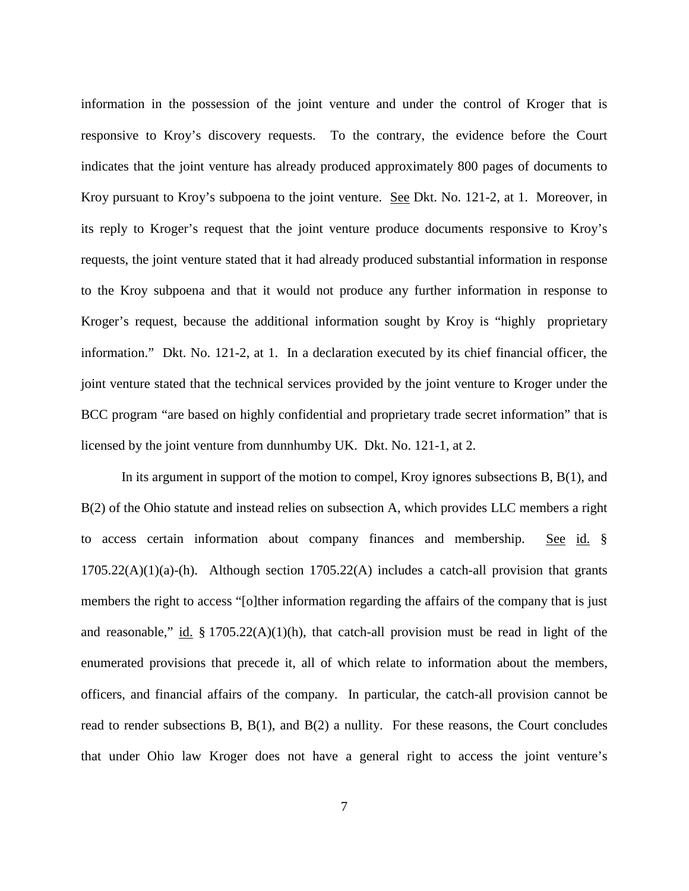information in the possession of the joint venture and under the control of Kroger that is responsive to Kroy's discovery requests. To the contrary, the evidence before the Court indicates that the joint venture has already produced approximately 800 pages of documents to Kroy pursuant to Kroy's subpoena to the joint venture. See Dkt. No. 121-2, at 1. Moreover, in its reply to Kroger's request that the joint venture produce documents responsive to Kroy's requests, the joint venture stated that it had already produced substantial information in response to the Kroy subpoena and that it would not produce any further information in response to Kroger's request, because the additional information sought by Kroy is "highly proprietary information." Dkt. No. 121-2, at 1. In a declaration executed by its chief financial officer, the joint venture stated that the technical services provided by the joint venture to Kroger under the BCC program "are based on highly confidential and proprietary trade secret information" that is licensed by the joint venture from dunnhumby UK. Dkt. No. 121-1, at 2.

In its argument in support of the motion to compel, Kroy ignores subsections B, B(1), and B(2) of the Ohio statute and instead relies on subsection A, which provides LLC members a right to access certain information about company finances and membership. See id. § 1705.22(A)(1)(a)-(h). Although section 1705.22(A) includes a catch-all provision that grants members the right to access "[o]ther information regarding the affairs of the company that is just and reasonable," id. § 1705.22(A)(1)(h), that catch-all provision must be read in light of the enumerated provisions that precede it, all of which relate to information about the members, officers, and financial affairs of the company. In particular, the catch-all provision cannot be read to render subsections B, B(1), and B(2) a nullity. For these reasons, the Court concludes that under Ohio law Kroger does not have a general right to access the joint venture's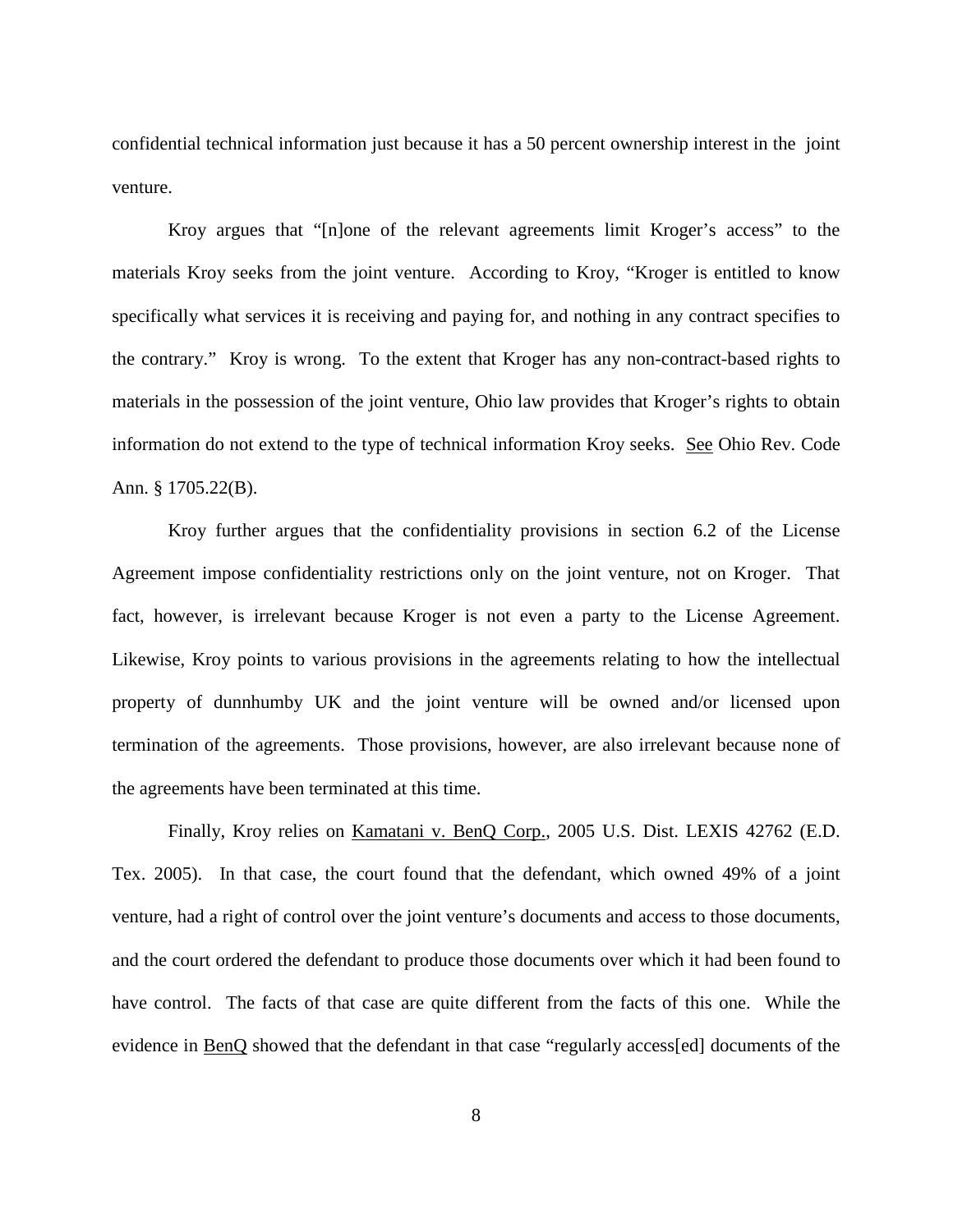confidential technical information just because it has a 50 percent ownership interest in the joint venture.

Kroy argues that "[n]one of the relevant agreements limit Kroger's access" to the materials Kroy seeks from the joint venture. According to Kroy, "Kroger is entitled to know specifically what services it is receiving and paying for, and nothing in any contract specifies to the contrary." Kroy is wrong. To the extent that Kroger has any non-contract-based rights to materials in the possession of the joint venture, Ohio law provides that Kroger's rights to obtain information do not extend to the type of technical information Kroy seeks. See Ohio Rev. Code Ann. § 1705.22(B).

Kroy further argues that the confidentiality provisions in section 6.2 of the License Agreement impose confidentiality restrictions only on the joint venture, not on Kroger. That fact, however, is irrelevant because Kroger is not even a party to the License Agreement. Likewise, Kroy points to various provisions in the agreements relating to how the intellectual property of dunnhumby UK and the joint venture will be owned and/or licensed upon termination of the agreements. Those provisions, however, are also irrelevant because none of the agreements have been terminated at this time.

Finally, Kroy relies on Kamatani v. BenQ Corp., 2005 U.S. Dist. LEXIS 42762 (E.D. Tex. 2005). In that case, the court found that the defendant, which owned 49% of a joint venture, had a right of control over the joint venture's documents and access to those documents, and the court ordered the defendant to produce those documents over which it had been found to have control. The facts of that case are quite different from the facts of this one. While the evidence in BenQ showed that the defendant in that case "regularly access[ed] documents of the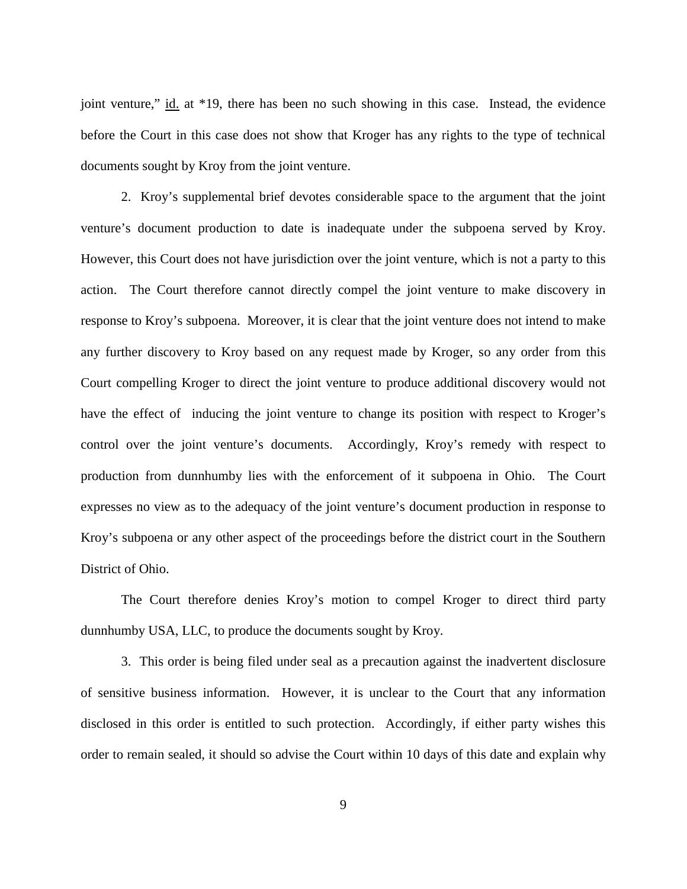joint venture," id. at *19, there has been no such showing in this case. Instead, the evidence before the Court in this case does not show that Kroger has any rights to the type of technical documents sought by Kroy from the joint venture.

2. Kroy's supplemental brief devotes considerable space to the argument that the joint venture's document production to date is inadequate under the subpoena served by Kroy. However, this Court does not have jurisdiction over the joint venture, which is not a party to this action. The Court therefore cannot directly compel the joint venture to make discovery in response to Kroy's subpoena. Moreover, it is clear that the joint venture does not intend to make any further discovery to Kroy based on any request made by Kroger, so any order from this Court compelling Kroger to direct the joint venture to produce additional discovery would not have the effect of inducing the joint venture to change its position with respect to Kroger's control over the joint venture's documents. Accordingly, Kroy's remedy with respect to production from dunnhumby lies with the enforcement of it subpoena in Ohio. The Court expresses no view as to the adequacy of the joint venture's document production in response to Kroy's subpoena or any other aspect of the proceedings before the district court in the Southern District of Ohio.

The Court therefore denies Kroy's motion to compel Kroger to direct third party dunnhumby USA, LLC, to produce the documents sought by Kroy.

3. This order is being filed under seal as a precaution against the inadvertent disclosure of sensitive business information. However, it is unclear to the Court that any information disclosed in this order is entitled to such protection. Accordingly, if either party wishes this order to remain sealed, it should so advise the Court within 10 days of this date and explain why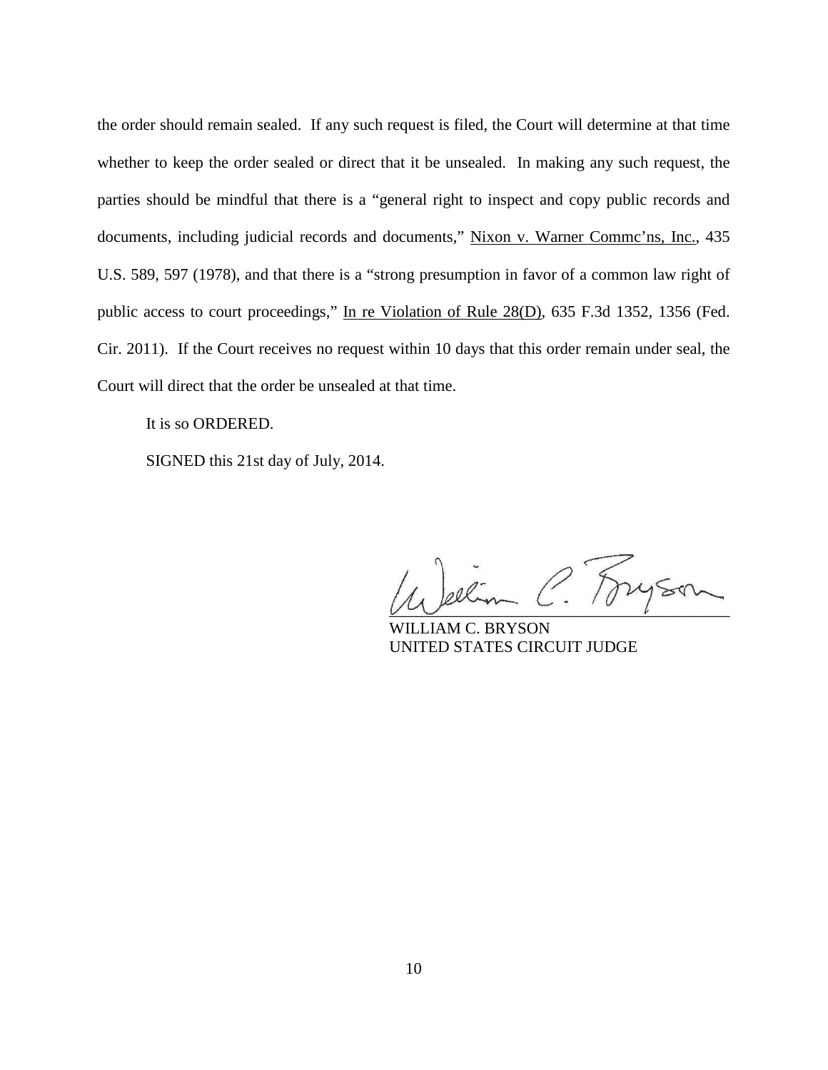the order should remain sealed. If any such request is filed, the Court will determine at that time whether to keep the order sealed or direct that it be unsealed. In making any such request, the parties should be mindful that there is a "general right to inspect and copy public records and documents, including judicial records and documents," Nixon v. Warner Commc'ns, Inc., 435 U.S. 589, 597 (1978), and that there is a "strong presumption in favor of a common law right of public access to court proceedings," In re Violation of Rule 28(D), 635 F.3d 1352, 1356 (Fed. Cir. 2011). If the Court receives no request within 10 days that this order remain under seal, the Court will direct that the order be unsealed at that time.

It is so ORDERED.

SIGNED this 21st day of July, 2014.

WILLIAM C. BRYSON
UNITED STATES CIRCUIT JUDGE